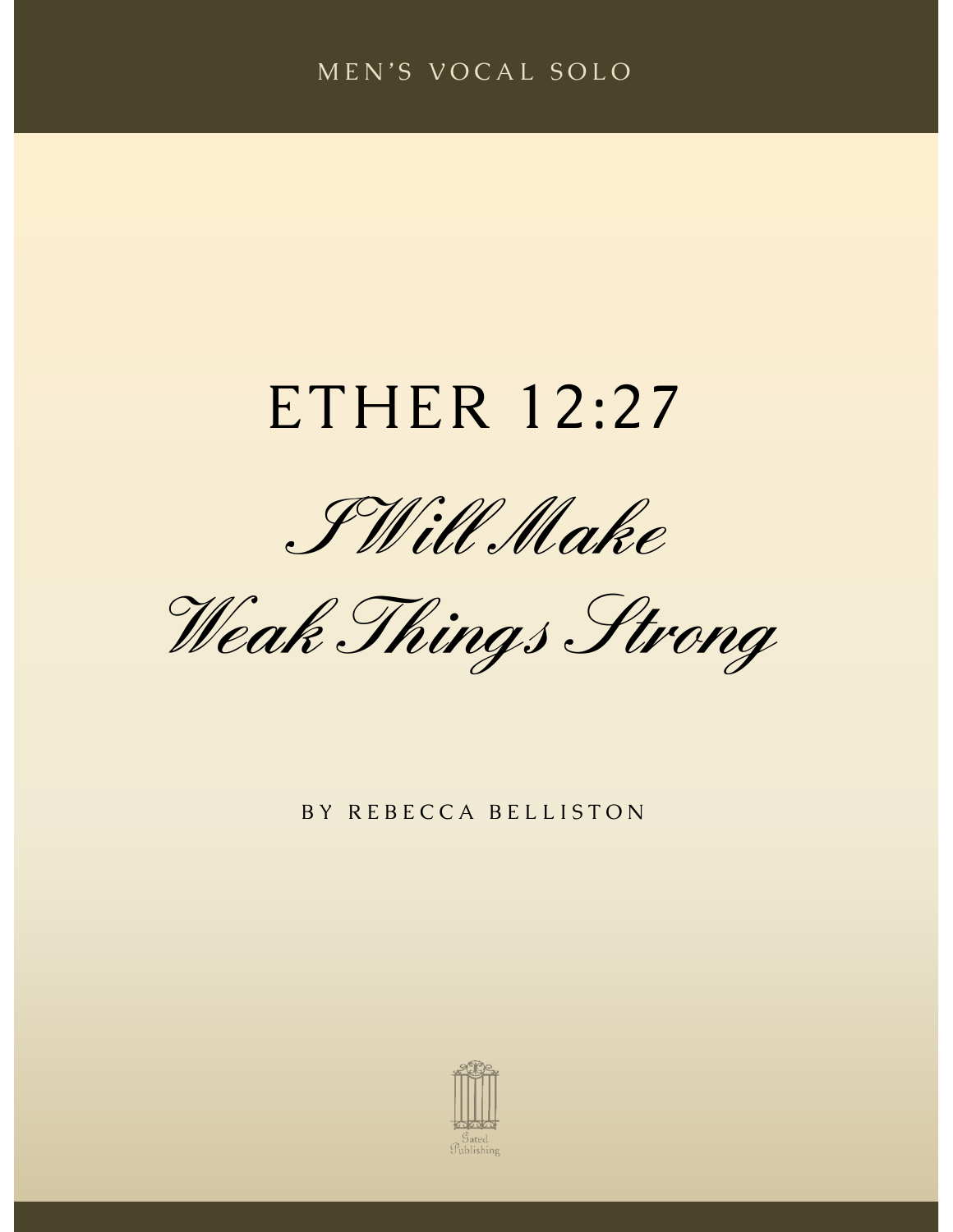MEN'S VOCAL SOLO

# ETHER 12:27

## *I Will Make Weak Things Strong*

BY REBECCA BELLISTON

Gated Publishing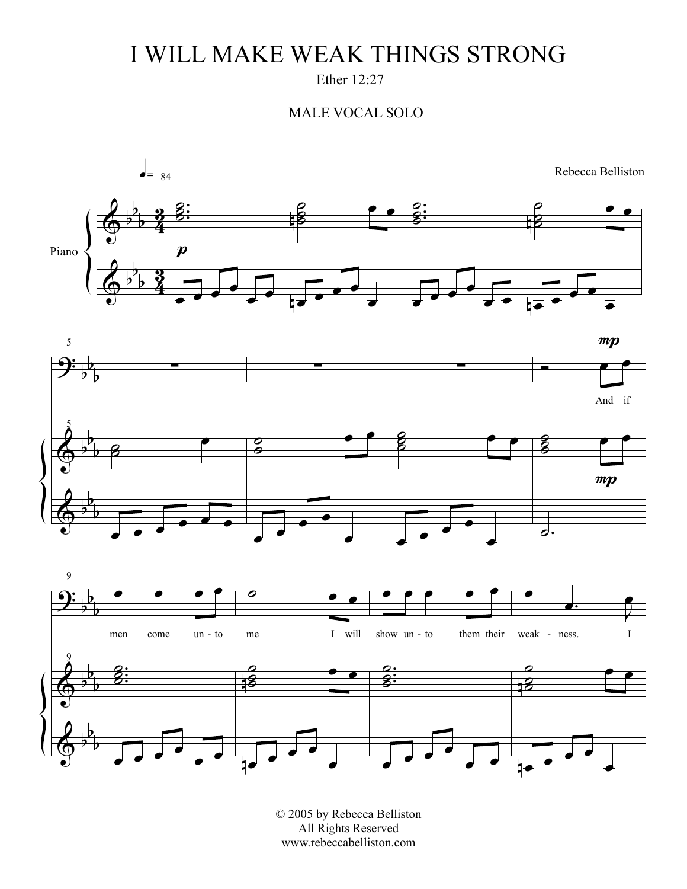# I WILL MAKE WEAK THINGS STRONG

Ether 12:27

MALE VOCAL SOLO

Rebecca Belliston

♩= 84

Piano

And if men come un - to me I will show un - to them their weak - ness. I

© 2005 by Rebecca Belliston
All Rights Reserved
www.rebeccabelliston.com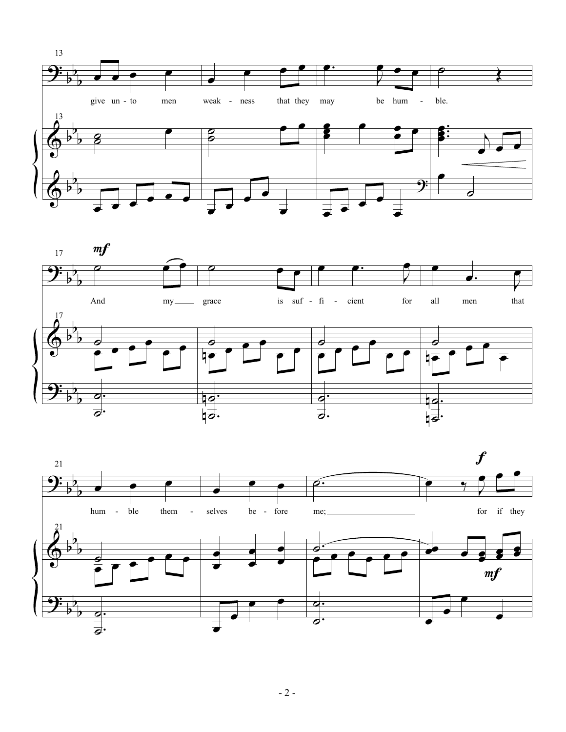13

give un - to men weak - ness that they may be hum - ble.

17

*mf*

And my grace is suf - fi - cient for all men that

21

*f*

hum - ble them - selves be - fore me; for if they

*mf*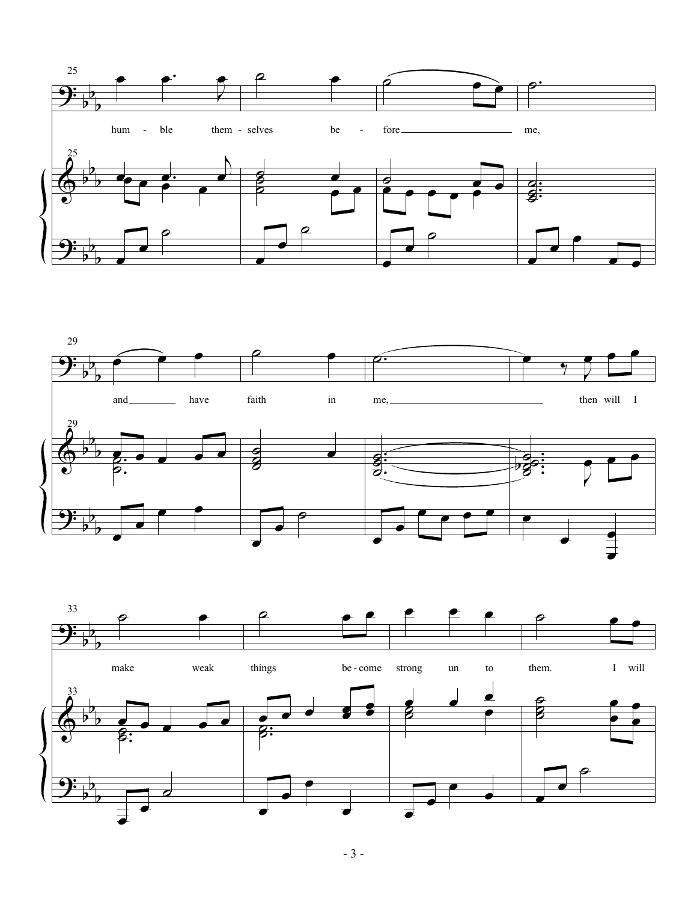25

hum - ble them - selves be - fore me,

29

and have faith in me, then will I

33

make weak things be - come strong un to them. I will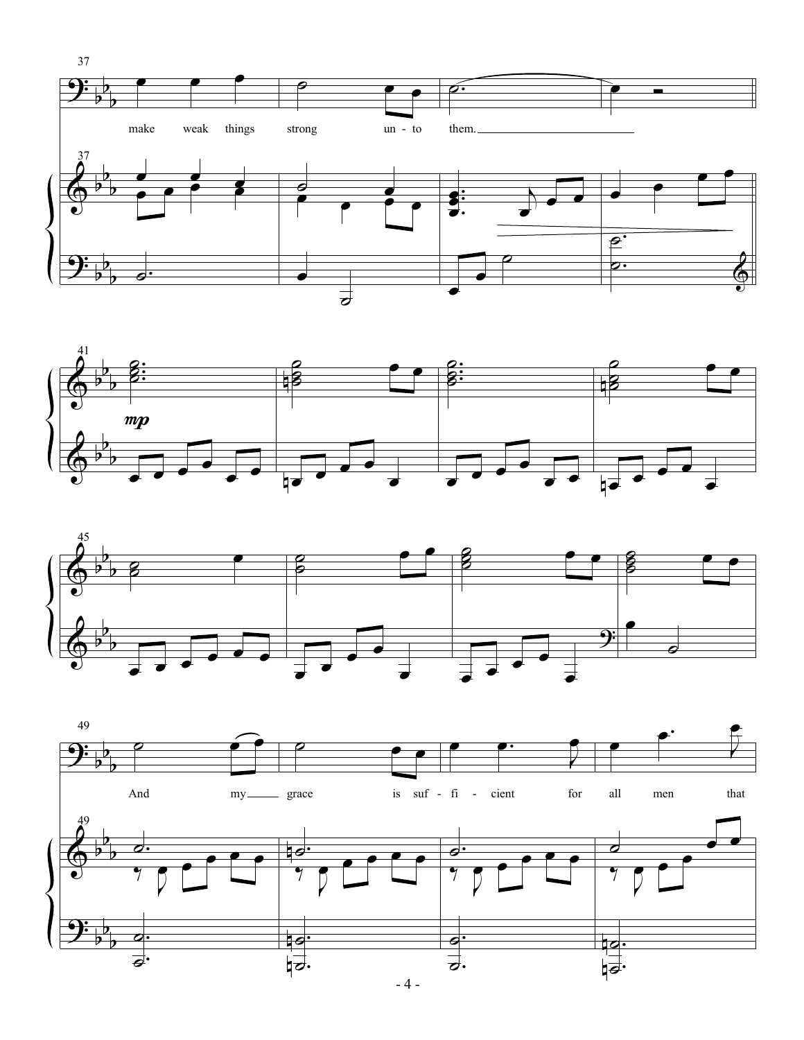make weak things strong un - to them.

*mp*

And my grace is suf - fi - cient for all men that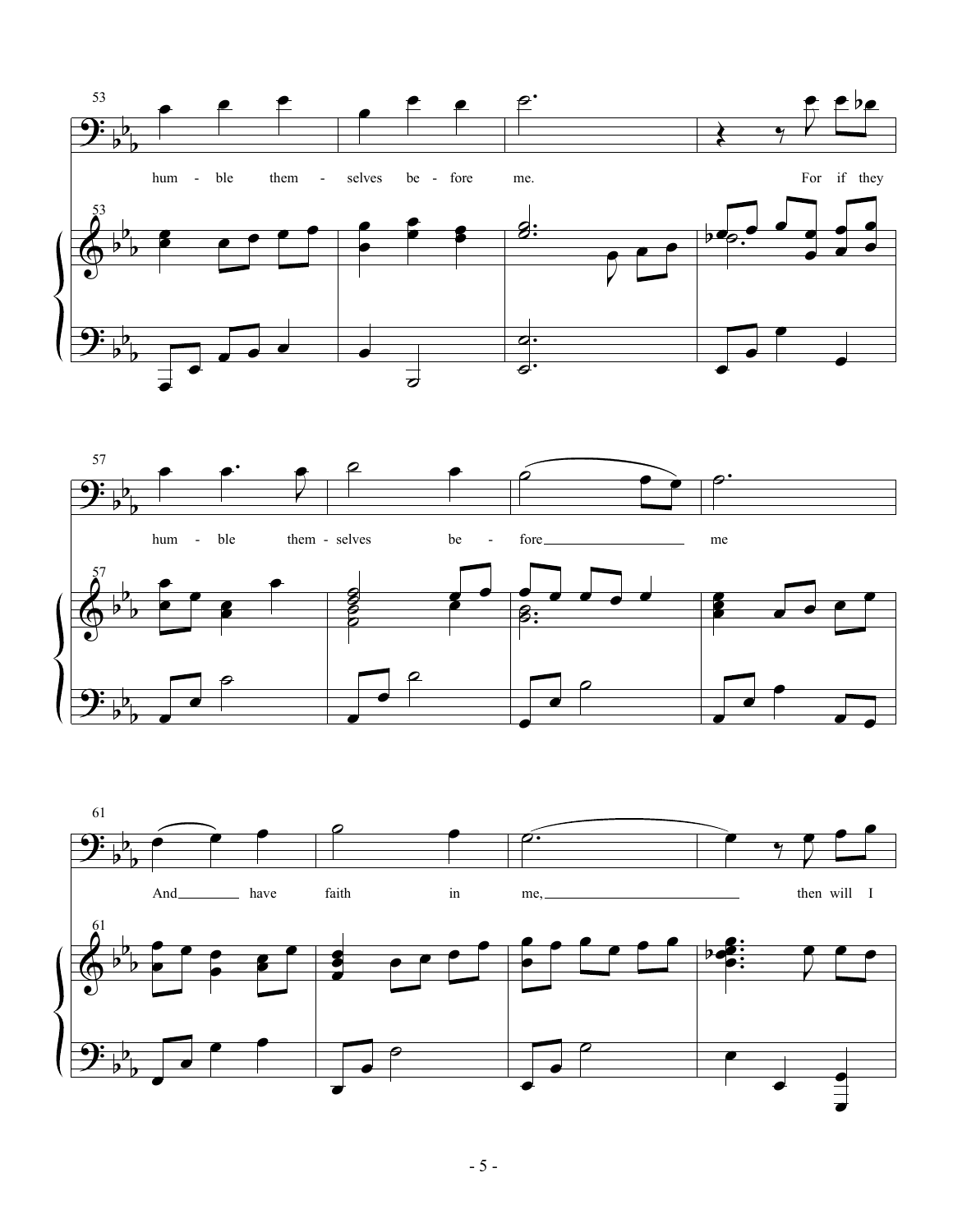hum - ble them - selves be - fore me. For if they

hum - ble them - selves be - fore me

And have faith in me, then will I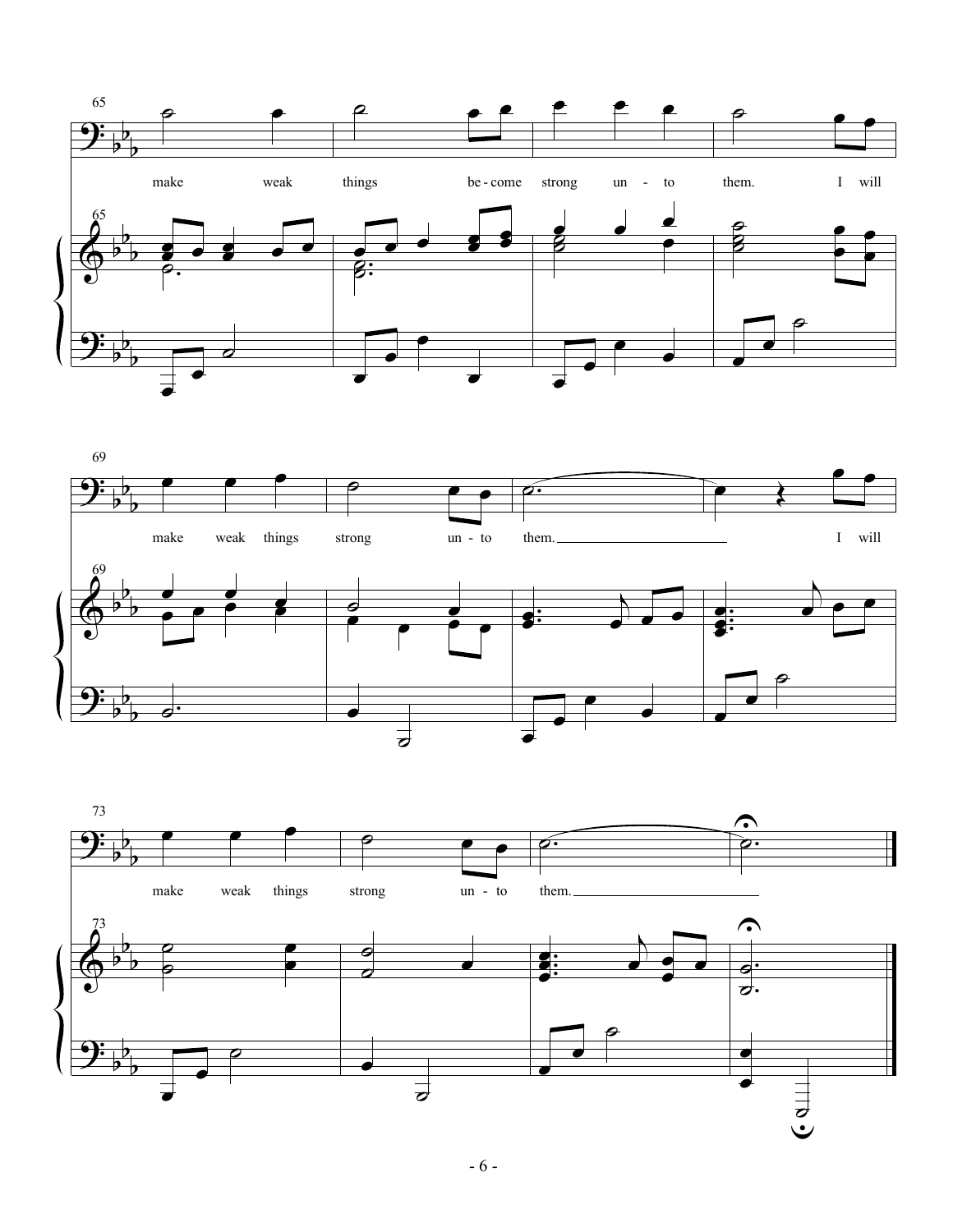65

make weak things be - come strong un - to them. I will

69

make weak things strong un - to them. I will

73

make weak things strong un - to them.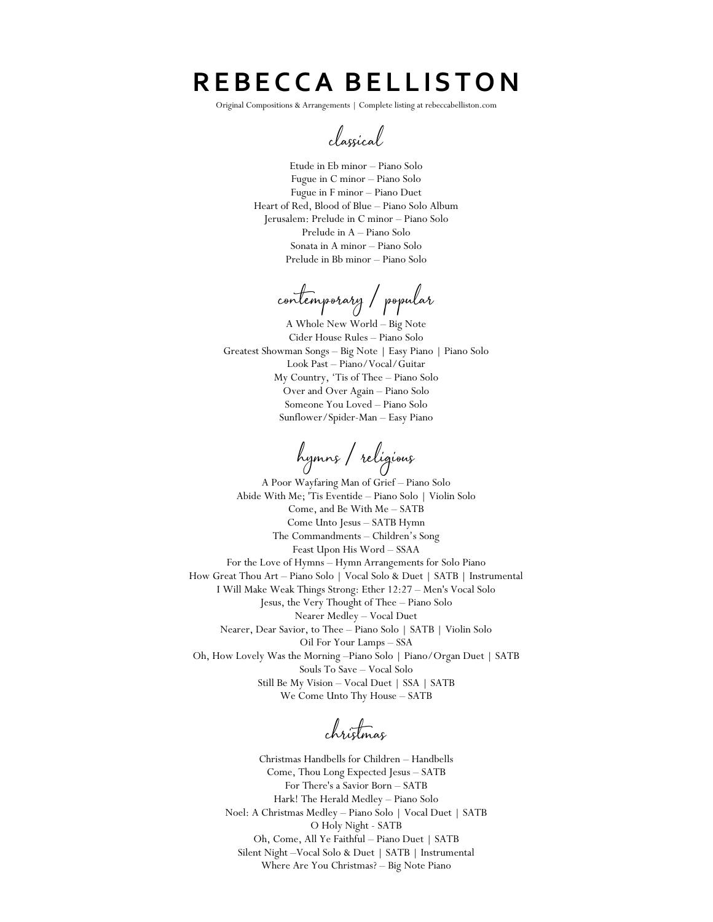# REBECCA BELLISTON

Original Compositions & Arrangements | Complete listing at rebeccabelliston.com

## classical

Etude in Eb minor – Piano Solo
Fugue in C minor – Piano Solo
Fugue in F minor – Piano Duet
Heart of Red, Blood of Blue – Piano Solo Album
Jerusalem: Prelude in C minor – Piano Solo
Prelude in A – Piano Solo
Sonata in A minor – Piano Solo
Prelude in Bb minor – Piano Solo

## contemporary / popular

A Whole New World – Big Note
Cider House Rules – Piano Solo
Greatest Showman Songs – Big Note | Easy Piano | Piano Solo
Look Past – Piano/Vocal/Guitar
My Country, 'Tis of Thee – Piano Solo
Over and Over Again – Piano Solo
Someone You Loved – Piano Solo
Sunflower/Spider-Man – Easy Piano

## hymns / religious

A Poor Wayfaring Man of Grief – Piano Solo
Abide With Me; 'Tis Eventide – Piano Solo | Violin Solo
Come, and Be With Me – SATB
Come Unto Jesus – SATB Hymn
The Commandments – Children's Song
Feast Upon His Word – SSAA
For the Love of Hymns – Hymn Arrangements for Solo Piano
How Great Thou Art – Piano Solo | Vocal Solo & Duet | SATB | Instrumental
I Will Make Weak Things Strong: Ether 12:27 – Men's Vocal Solo
Jesus, the Very Thought of Thee – Piano Solo
Nearer Medley – Vocal Duet
Nearer, Dear Savior, to Thee – Piano Solo | SATB | Violin Solo
Oil For Your Lamps – SSA
Oh, How Lovely Was the Morning –Piano Solo | Piano/Organ Duet | SATB
Souls To Save – Vocal Solo
Still Be My Vision – Vocal Duet | SSA | SATB
We Come Unto Thy House – SATB

## christmas

Christmas Handbells for Children – Handbells
Come, Thou Long Expected Jesus – SATB
For There's a Savior Born – SATB
Hark! The Herald Medley – Piano Solo
Noel: A Christmas Medley – Piano Solo | Vocal Duet | SATB
O Holy Night - SATB
Oh, Come, All Ye Faithful – Piano Duet | SATB
Silent Night –Vocal Solo & Duet | SATB | Instrumental
Where Are You Christmas? – Big Note Piano